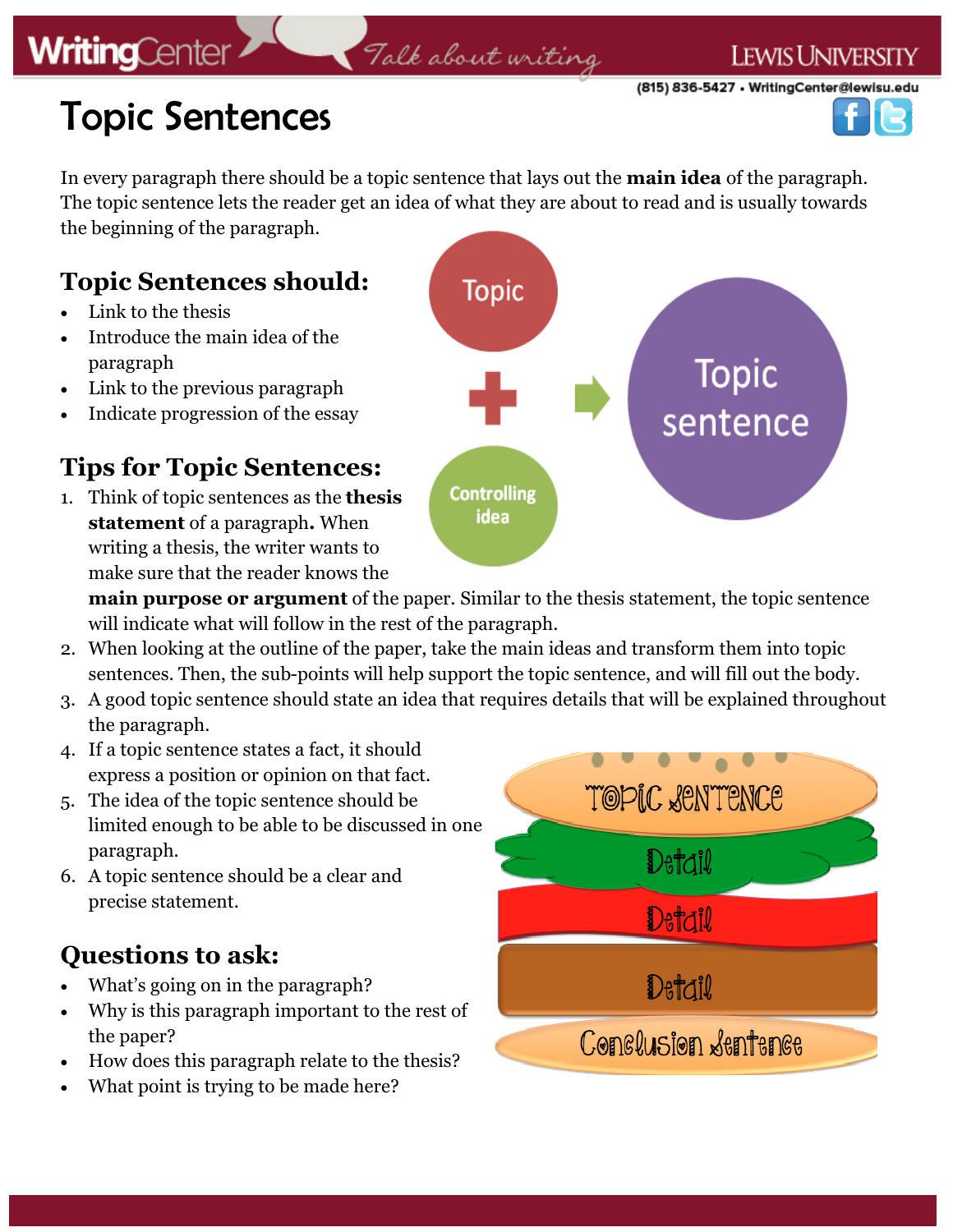# Topic Sentences

In every paragraph there should be a topic sentence that lays out the **main idea** of the paragraph. The topic sentence lets the reader get an idea of what they are about to read and is usually towards the beginning of the paragraph.

## Topic Sentences should:

- Link to the thesis
- Introduce the main idea of the paragraph
- Link to the previous paragraph
- Indicate progression of the essay

Topic + Controlling idea → Topic sentence

## Tips for Topic Sentences:

1. Think of topic sentences as the **thesis statement** of a paragraph**.** When writing a thesis, the writer wants to make sure that the reader knows the **main purpose or argument** of the paper. Similar to the thesis statement, the topic sentence will indicate what will follow in the rest of the paragraph.
2. When looking at the outline of the paper, take the main ideas and transform them into topic sentences. Then, the sub-points will help support the topic sentence, and will fill out the body.
3. A good topic sentence should state an idea that requires details that will be explained throughout the paragraph.
4. If a topic sentence states a fact, it should express a position or opinion on that fact.
5. The idea of the topic sentence should be limited enough to be able to be discussed in one paragraph.
6. A topic sentence should be a clear and precise statement.

Topic Sentence
Detail
Detail
Detail
Conclusion Sentence

## Questions to ask:

- What's going on in the paragraph?
- Why is this paragraph important to the rest of the paper?
- How does this paragraph relate to the thesis?
- What point is trying to be made here?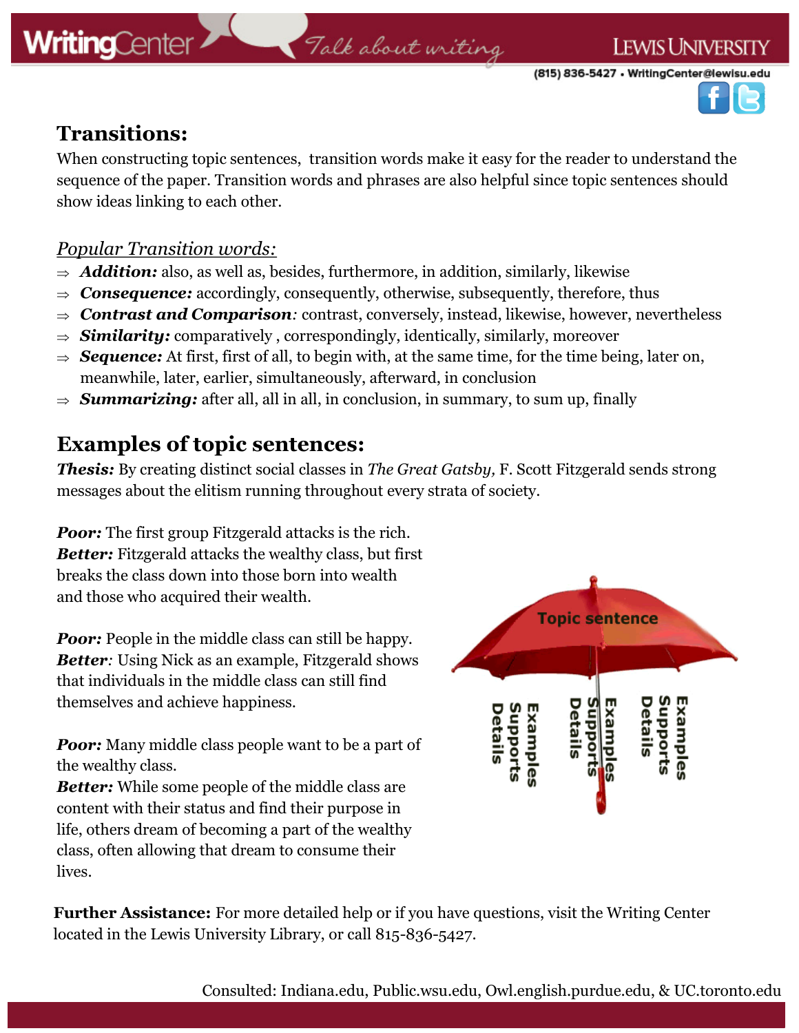## Transitions:

When constructing topic sentences, transition words make it easy for the reader to understand the sequence of the paper. Transition words and phrases are also helpful since topic sentences should show ideas linking to each other.

*Popular Transition words:*

- ⇒ ***Addition:*** also, as well as, besides, furthermore, in addition, similarly, likewise
- ⇒ ***Consequence:*** accordingly, consequently, otherwise, subsequently, therefore, thus
- ⇒ ***Contrast and Comparison****:* contrast, conversely, instead, likewise, however, nevertheless
- ⇒ ***Similarity:*** comparatively , correspondingly, identically, similarly, moreover
- ⇒ ***Sequence:*** At first, first of all, to begin with, at the same time, for the time being, later on, meanwhile, later, earlier, simultaneously, afterward, in conclusion
- ⇒ ***Summarizing:*** after all, all in all, in conclusion, in summary, to sum up, finally

## Examples of topic sentences:

***Thesis:*** By creating distinct social classes in *The Great Gatsby,* F. Scott Fitzgerald sends strong messages about the elitism running throughout every strata of society.

***Poor:*** The first group Fitzgerald attacks is the rich.
***Better:*** Fitzgerald attacks the wealthy class, but first breaks the class down into those born into wealth and those who acquired their wealth.

***Poor:*** People in the middle class can still be happy.
***Better****:* Using Nick as an example, Fitzgerald shows that individuals in the middle class can still find themselves and achieve happiness.

***Poor:*** Many middle class people want to be a part of the wealthy class.
***Better:*** While some people of the middle class are content with their status and find their purpose in life, others dream of becoming a part of the wealthy class, often allowing that dream to consume their lives.

Topic sentence

Examples Supports Details

Examples Supports Details

Examples Supports Details

**Further Assistance:** For more detailed help or if you have questions, visit the Writing Center located in the Lewis University Library, or call 815-836-5427.

Consulted: Indiana.edu, Public.wsu.edu, Owl.english.purdue.edu, & UC.toronto.edu